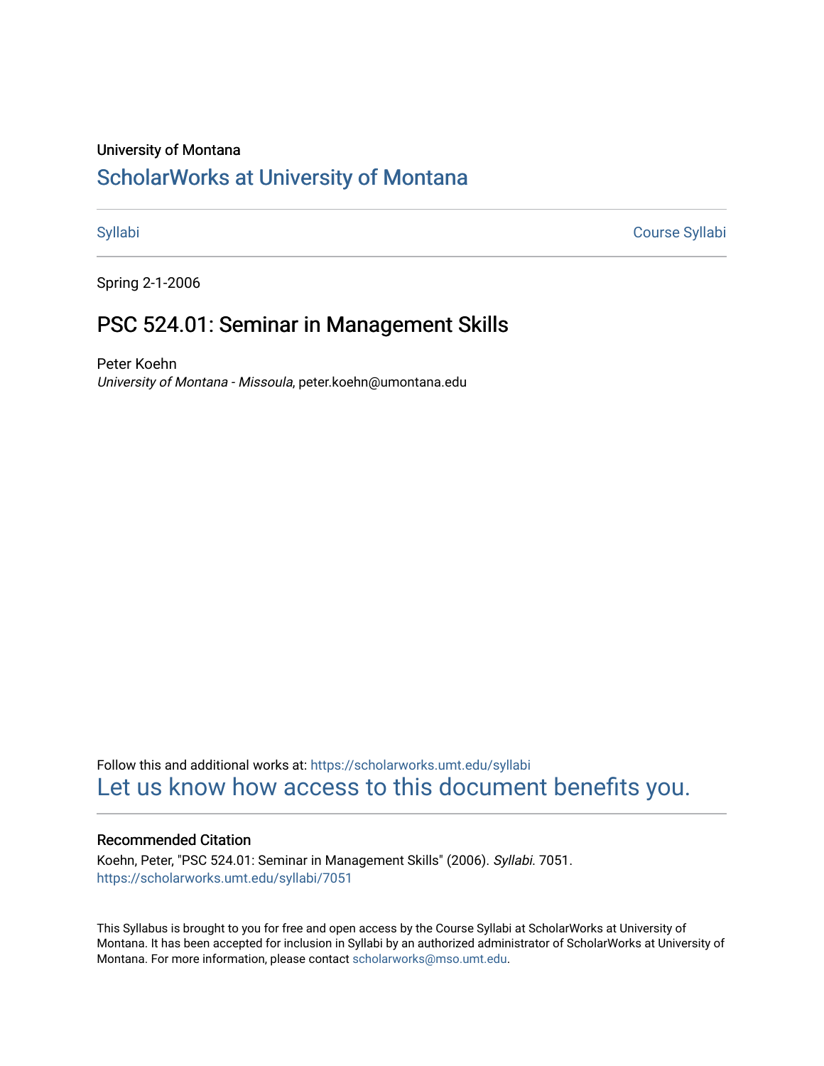University of Montana

# ScholarWorks at University of Montana

Syllabi | Course Syllabi

Spring 2-1-2006

## PSC 524.01: Seminar in Management Skills

Peter Koehn
*University of Montana - Missoula*, peter.koehn@umontana.edu

Follow this and additional works at: https://scholarworks.umt.edu/syllabi
Let us know how access to this document benefits you.

### Recommended Citation

Koehn, Peter, "PSC 524.01: Seminar in Management Skills" (2006). *Syllabi*. 7051.
https://scholarworks.umt.edu/syllabi/7051

This Syllabus is brought to you for free and open access by the Course Syllabi at ScholarWorks at University of Montana. It has been accepted for inclusion in Syllabi by an authorized administrator of ScholarWorks at University of Montana. For more information, please contact scholarworks@mso.umt.edu.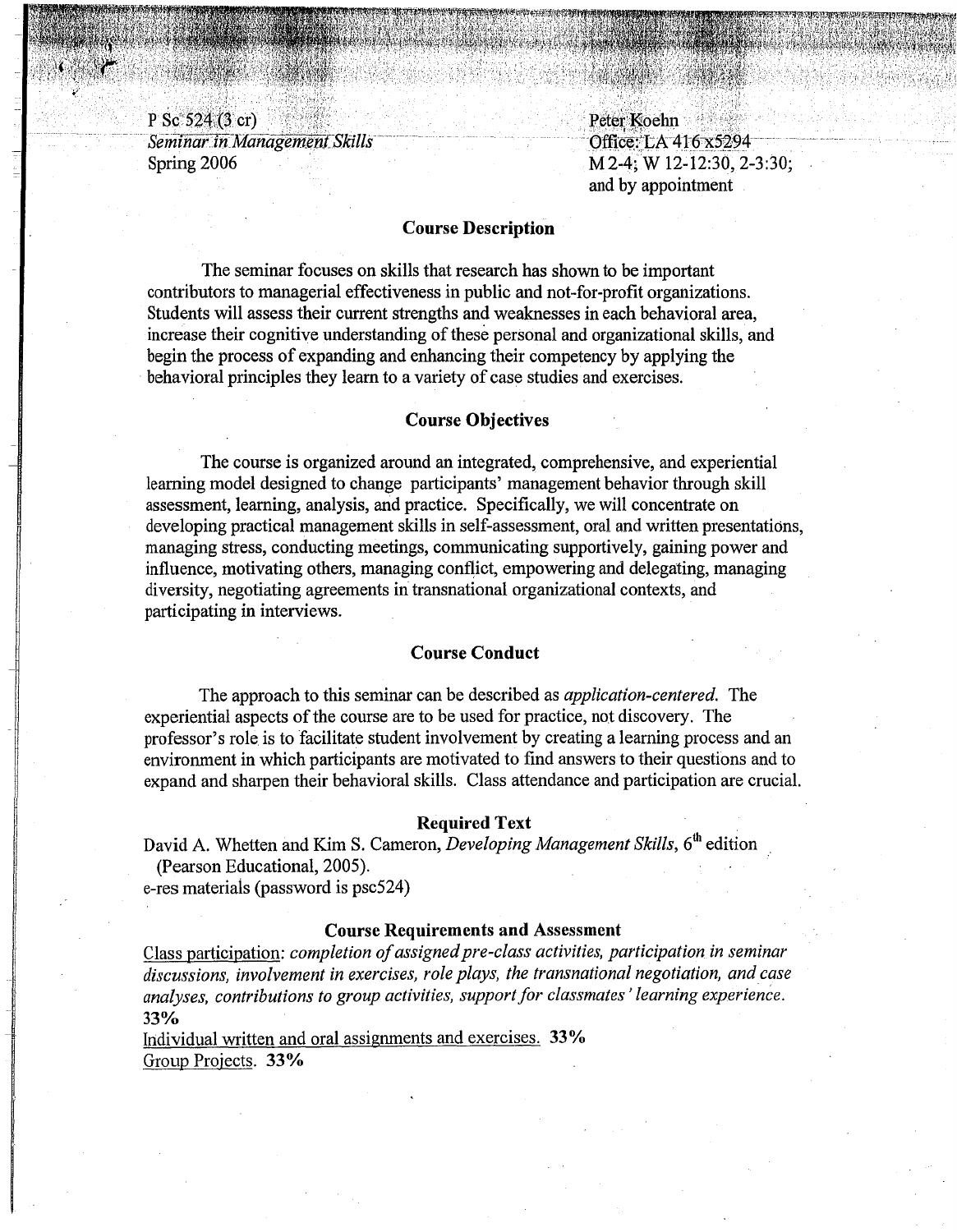P Sc 524 (3 cr)
*Seminar in Management Skills*
Spring 2006

Peter Koehn
Office: LA 416 x5294
M 2-4; W 12-12:30, 2-3:30;
and by appointment

## Course Description

The seminar focuses on skills that research has shown to be important contributors to managerial effectiveness in public and not-for-profit organizations. Students will assess their current strengths and weaknesses in each behavioral area, increase their cognitive understanding of these personal and organizational skills, and begin the process of expanding and enhancing their competency by applying the behavioral principles they learn to a variety of case studies and exercises.

## Course Objectives

The course is organized around an integrated, comprehensive, and experiential learning model designed to change participants' management behavior through skill assessment, learning, analysis, and practice. Specifically, we will concentrate on developing practical management skills in self-assessment, oral and written presentations, managing stress, conducting meetings, communicating supportively, gaining power and influence, motivating others, managing conflict, empowering and delegating, managing diversity, negotiating agreements in transnational organizational contexts, and participating in interviews.

## Course Conduct

The approach to this seminar can be described as *application-centered.* The experiential aspects of the course are to be used for practice, not discovery. The professor's role is to facilitate student involvement by creating a learning process and an environment in which participants are motivated to find answers to their questions and to expand and sharpen their behavioral skills. Class attendance and participation are crucial.

## Required Text

David A. Whetten and Kim S. Cameron, *Developing Management Skills*, 6th edition (Pearson Educational, 2005).
e-res materials (password is psc524)

## Course Requirements and Assessment

Class participation: *completion of assigned pre-class activities, participation in seminar discussions, involvement in exercises, role plays, the transnational negotiation, and case analyses, contributions to group activities, support for classmates' learning experience.* **33%**

Individual written and oral assignments and exercises. **33%**

Group Projects. **33%**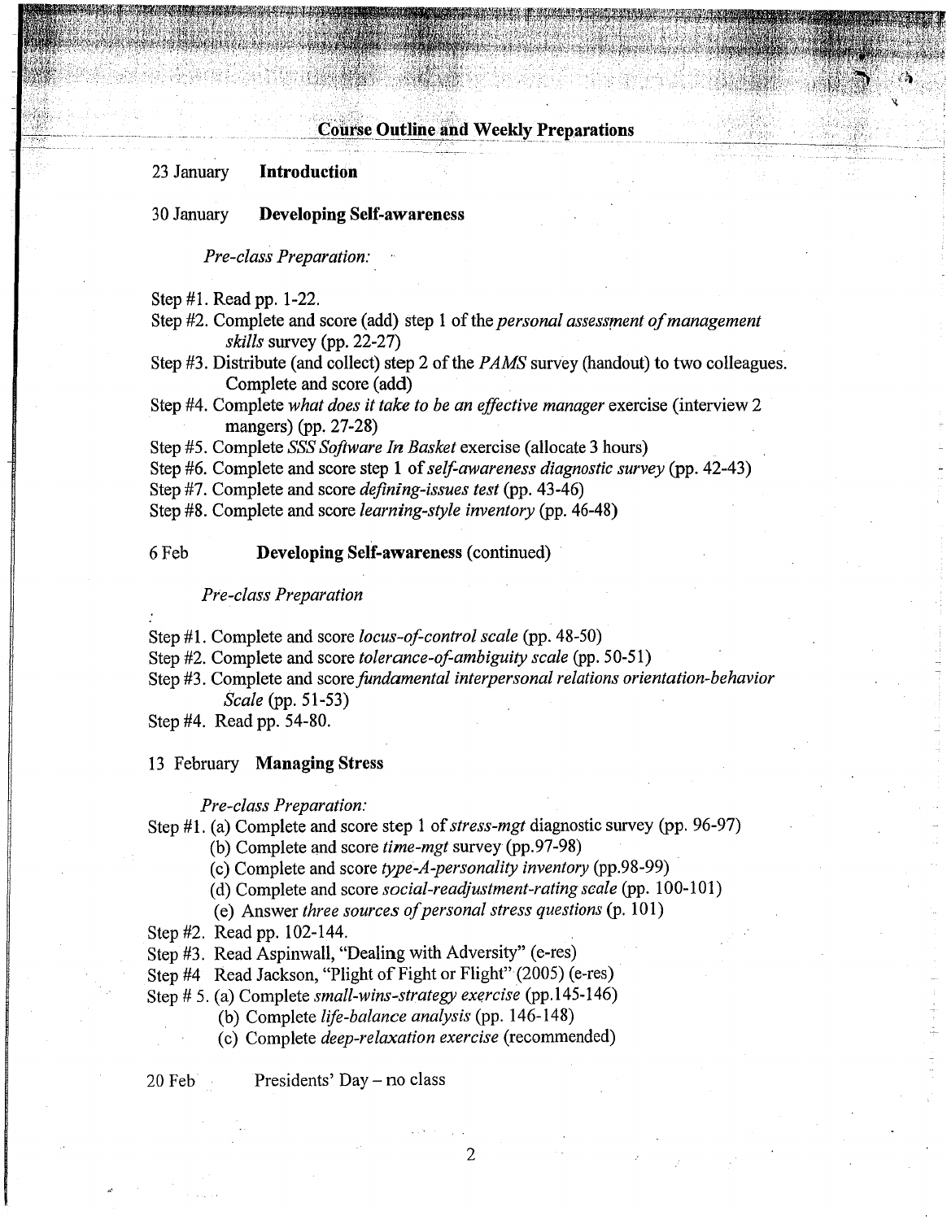## Course Outline and Weekly Preparations

23 January **Introduction**

30 January **Developing Self-awareness**

*Pre-class Preparation:*

Step #1. Read pp. 1-22.
Step #2. Complete and score (add) step 1 of the *personal assessment of management skills* survey (pp. 22-27)
Step #3. Distribute (and collect) step 2 of the *PAMS* survey (handout) to two colleagues. Complete and score (add)
Step #4. Complete *what does it take to be an effective manager* exercise (interview 2 mangers) (pp. 27-28)
Step #5. Complete *SSS Software In Basket* exercise (allocate 3 hours)
Step #6. Complete and score step 1 of *self-awareness diagnostic survey* (pp. 42-43)
Step #7. Complete and score *defining-issues test* (pp. 43-46)
Step #8. Complete and score *learning-style inventory* (pp. 46-48)

6 Feb **Developing Self-awareness** (continued)

*Pre-class Preparation*

Step #1. Complete and score *locus-of-control scale* (pp. 48-50)
Step #2. Complete and score *tolerance-of-ambiguity scale* (pp. 50-51)
Step #3. Complete and score *fundamental interpersonal relations orientation-behavior Scale* (pp. 51-53)
Step #4. Read pp. 54-80.

13 February **Managing Stress**

*Pre-class Preparation:*

Step #1. (a) Complete and score step 1 of *stress-mgt* diagnostic survey (pp. 96-97)
(b) Complete and score *time-mgt* survey (pp.97-98)
(c) Complete and score *type-A-personality inventory* (pp.98-99)
(d) Complete and score *social-readjustment-rating scale* (pp. 100-101)
(e) Answer *three sources of personal stress questions* (p. 101)
Step #2. Read pp. 102-144.
Step #3. Read Aspinwall, "Dealing with Adversity" (e-res)
Step #4 Read Jackson, "Plight of Fight or Flight" (2005) (e-res)
Step # 5. (a) Complete *small-wins-strategy exercise* (pp.145-146)
(b) Complete *life-balance analysis* (pp. 146-148)
(c) Complete *deep-relaxation exercise* (recommended)

20 Feb Presidents' Day – no class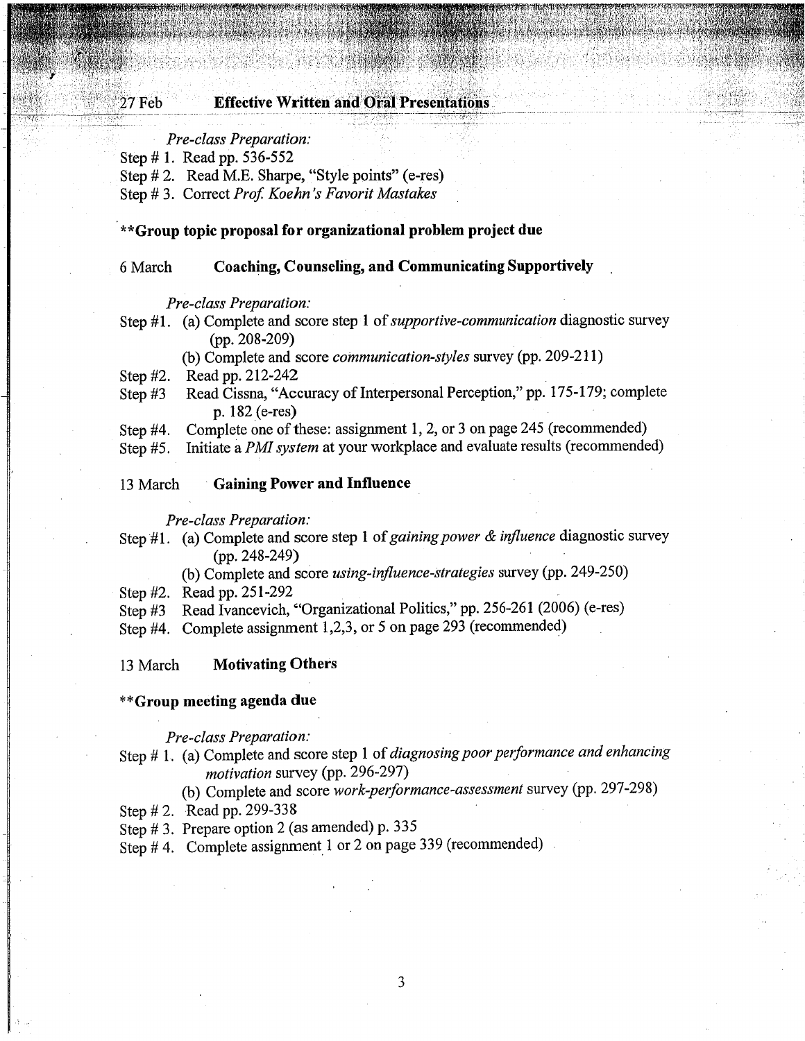## 27 Feb **Effective Written and Oral Presentations**

*Pre-class Preparation:*

Step # 1. Read pp. 536-552
Step # 2. Read M.E. Sharpe, "Style points" (e-res)
Step # 3. Correct *Prof. Koehn's Favorit Mastakes*

**\*\*Group topic proposal for organizational problem project due**

## 6 March **Coaching, Counseling, and Communicating Supportively**

*Pre-class Preparation:*

Step #1. (a) Complete and score step 1 of *supportive-communication* diagnostic survey (pp. 208-209)
(b) Complete and score *communication-styles* survey (pp. 209-211)
Step #2. Read pp. 212-242
Step #3 Read Cissna, "Accuracy of Interpersonal Perception," pp. 175-179; complete p. 182 (e-res)
Step #4. Complete one of these: assignment 1, 2, or 3 on page 245 (recommended)
Step #5. Initiate a *PMI system* at your workplace and evaluate results (recommended)

## 13 March **Gaining Power and Influence**

*Pre-class Preparation:*

Step #1. (a) Complete and score step 1 of *gaining power & influence* diagnostic survey (pp. 248-249)
(b) Complete and score *using-influence-strategies* survey (pp. 249-250)
Step #2. Read pp. 251-292
Step #3 Read Ivancevich, "Organizational Politics," pp. 256-261 (2006) (e-res)
Step #4. Complete assignment 1,2,3, or 5 on page 293 (recommended)

## 13 March **Motivating Others**

**\*\*Group meeting agenda due**

*Pre-class Preparation:*

Step # 1. (a) Complete and score step 1 of *diagnosing poor performance and enhancing motivation* survey (pp. 296-297)
(b) Complete and score *work-performance-assessment* survey (pp. 297-298)
Step # 2. Read pp. 299-338
Step # 3. Prepare option 2 (as amended) p. 335
Step # 4. Complete assignment 1 or 2 on page 339 (recommended)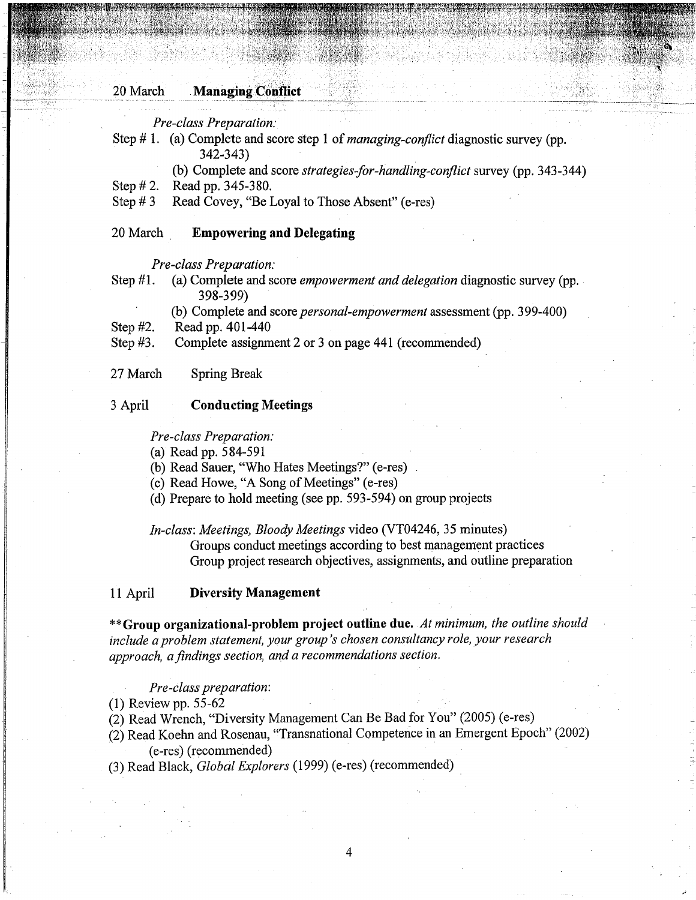20 March **Managing Conflict**

*Pre-class Preparation:*

Step # 1. (a) Complete and score step 1 of *managing-conflict* diagnostic survey (pp. 342-343)

(b) Complete and score *strategies-for-handling-conflict* survey (pp. 343-344)

Step # 2. Read pp. 345-380.

Step # 3 Read Covey, "Be Loyal to Those Absent" (e-res)

20 March **Empowering and Delegating**

*Pre-class Preparation:*

Step #1. (a) Complete and score *empowerment and delegation* diagnostic survey (pp. 398-399)

(b) Complete and score *personal-empowerment* assessment (pp. 399-400)

Step #2. Read pp. 401-440

Step #3. Complete assignment 2 or 3 on page 441 (recommended)

27 March Spring Break

3 April **Conducting Meetings**

*Pre-class Preparation:*

(a) Read pp. 584-591

(b) Read Sauer, "Who Hates Meetings?" (e-res)

(c) Read Howe, "A Song of Meetings" (e-res)

(d) Prepare to hold meeting (see pp. 593-594) on group projects

*In-class*: *Meetings, Bloody Meetings* video (VT04246, 35 minutes)

Groups conduct meetings according to best management practices

Group project research objectives, assignments, and outline preparation

11 April **Diversity Management**

**\*\*Group organizational-problem project outline due.** *At minimum, the outline should include a problem statement, your group's chosen consultancy role, your research approach, a findings section, and a recommendations section.*

*Pre-class preparation*:

(1) Review pp. 55-62

(2) Read Wrench, "Diversity Management Can Be Bad for You" (2005) (e-res)

(2) Read Koehn and Rosenau, "Transnational Competence in an Emergent Epoch" (2002) (e-res) (recommended)

(3) Read Black, *Global Explorers* (1999) (e-res) (recommended)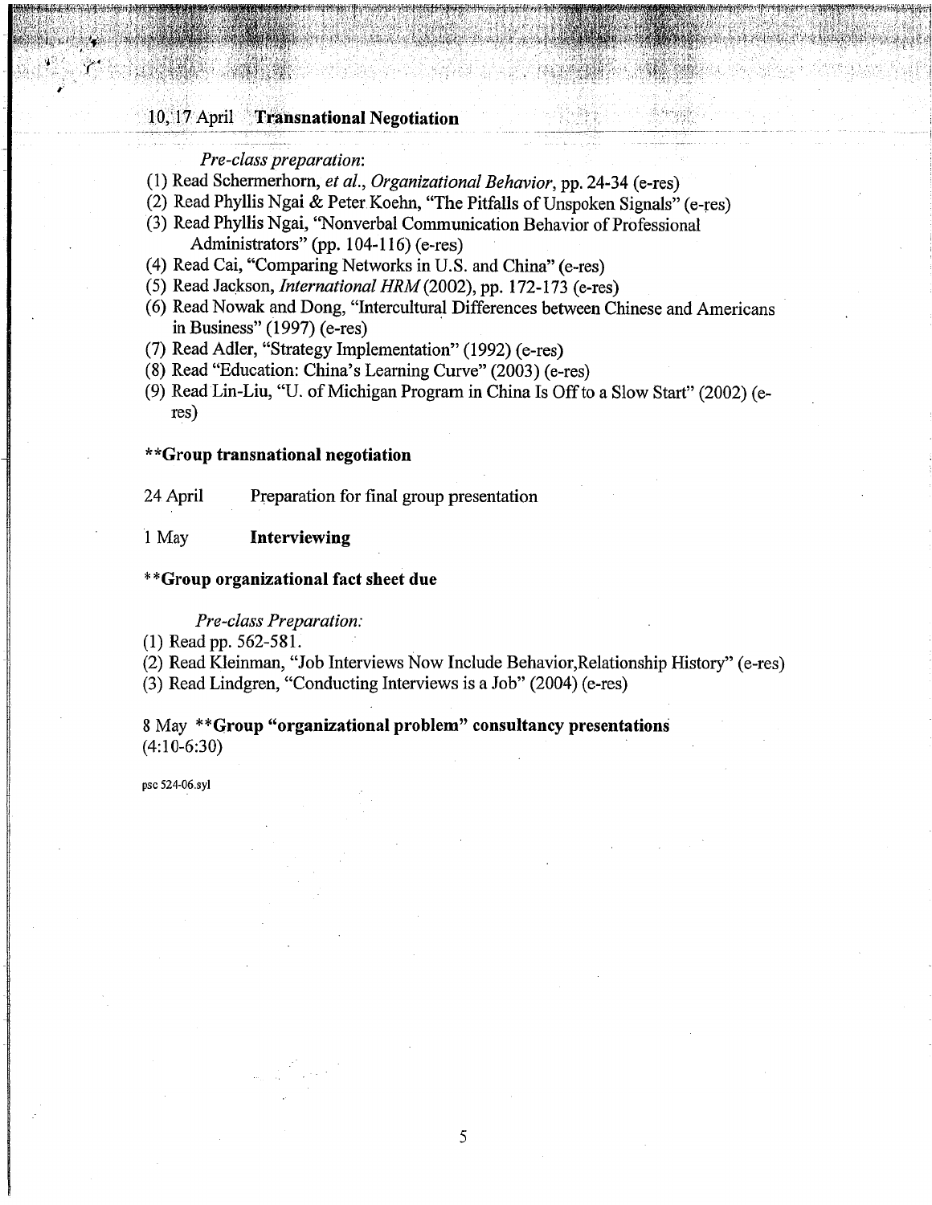10, 17 April **Transnational Negotiation**

*Pre-class preparation*:

(1) Read Schermerhorn, *et al.*, *Organizational Behavior*, pp. 24-34 (e-res)
(2) Read Phyllis Ngai & Peter Koehn, "The Pitfalls of Unspoken Signals" (e-res)
(3) Read Phyllis Ngai, "Nonverbal Communication Behavior of Professional Administrators" (pp. 104-116) (e-res)
(4) Read Cai, "Comparing Networks in U.S. and China" (e-res)
(5) Read Jackson, *International HRM* (2002), pp. 172-173 (e-res)
(6) Read Nowak and Dong, "Intercultural Differences between Chinese and Americans in Business" (1997) (e-res)
(7) Read Adler, "Strategy Implementation" (1992) (e-res)
(8) Read "Education: China's Learning Curve" (2003) (e-res)
(9) Read Lin-Liu, "U. of Michigan Program in China Is Off to a Slow Start" (2002) (e-res)

**\*\*Group transnational negotiation**

24 April Preparation for final group presentation

1 May **Interviewing**

**\*\*Group organizational fact sheet due**

*Pre-class Preparation:*

(1) Read pp. 562-581.
(2) Read Kleinman, "Job Interviews Now Include Behavior,Relationship History" (e-res)
(3) Read Lindgren, "Conducting Interviews is a Job" (2004) (e-res)

8 May **\*\*Group "organizational problem" consultancy presentations** (4:10-6:30)

psc 524-06.syl